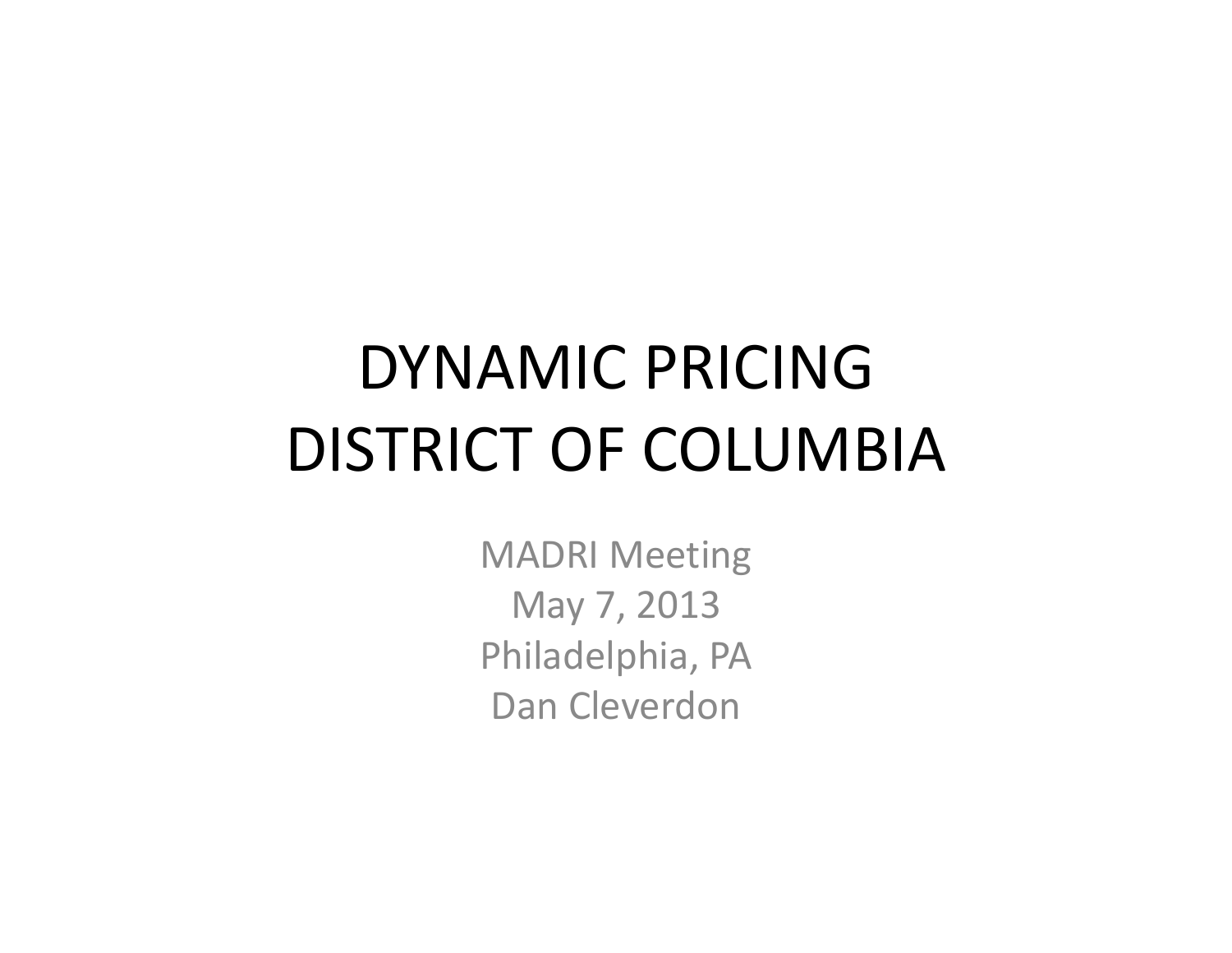# DYNAMIC PRICING DISTRICT OF COLUMBIA

MADRI Meeting
May 7, 2013
Philadelphia, PA
Dan Cleverdon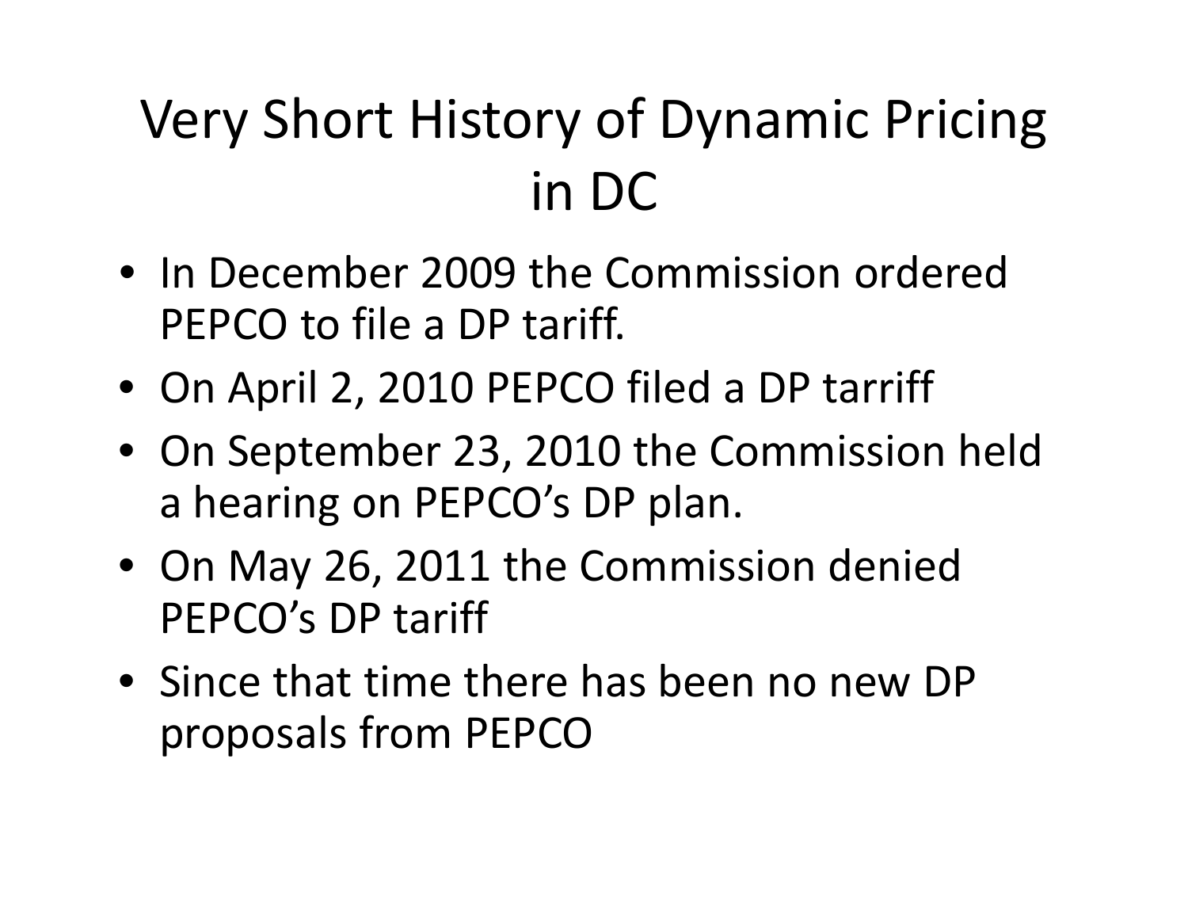# Very Short History of Dynamic Pricing in DC

- In December 2009 the Commission ordered PEPCO to file a DP tariff.
- On April 2, 2010 PEPCO filed a DP tarriff
- On September 23, 2010 the Commission held a hearing on PEPCO's DP plan.
- On May 26, 2011 the Commission denied PEPCO's DP tariff
- Since that time there has been no new DP proposals from PEPCO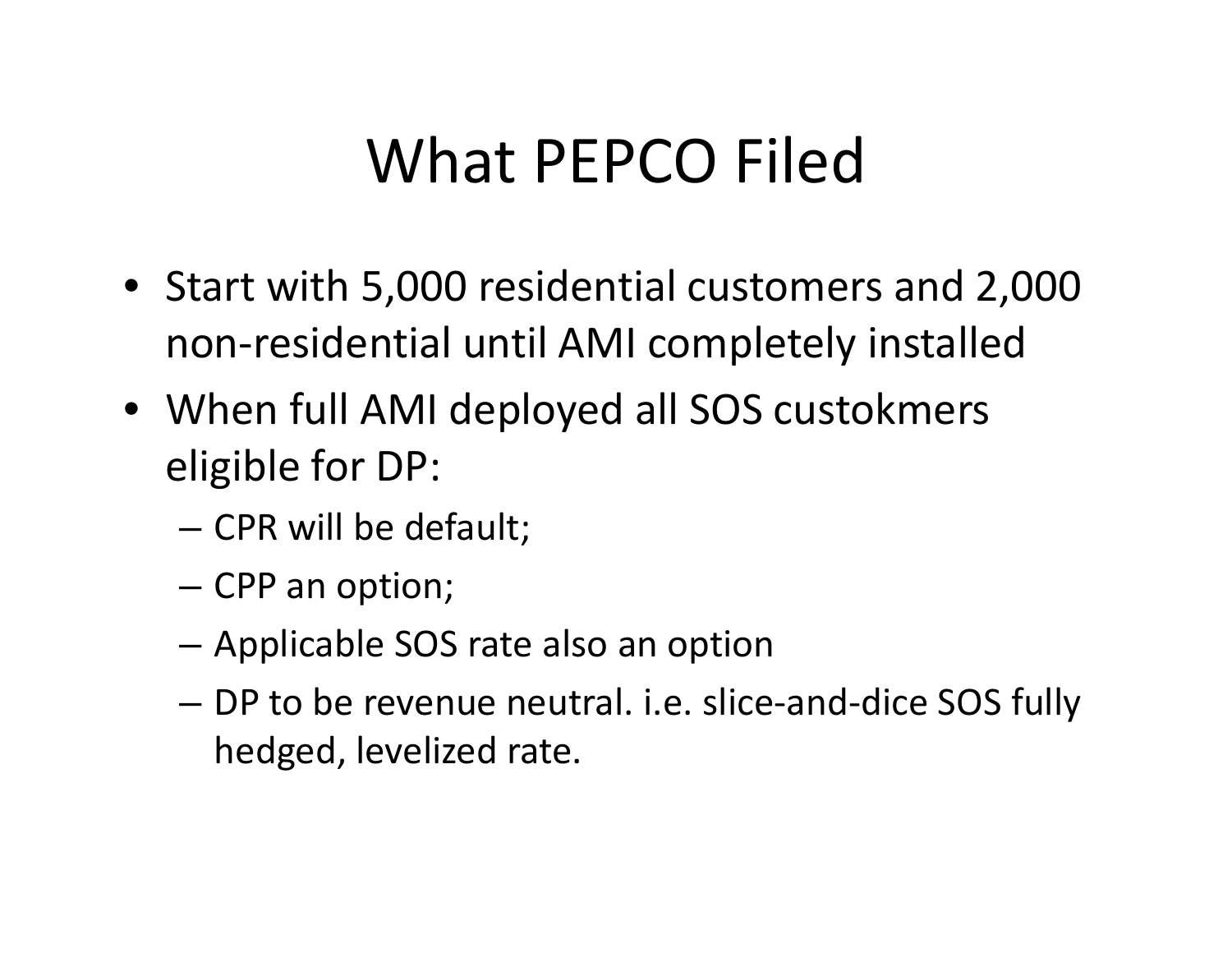# What PEPCO Filed

- Start with 5,000 residential customers and 2,000 non-residential until AMI completely installed
- When full AMI deployed all SOS custokmers eligible for DP:
  - CPR will be default;
  - CPP an option;
  - Applicable SOS rate also an option
  - DP to be revenue neutral. i.e. slice-and-dice SOS fully hedged, levelized rate.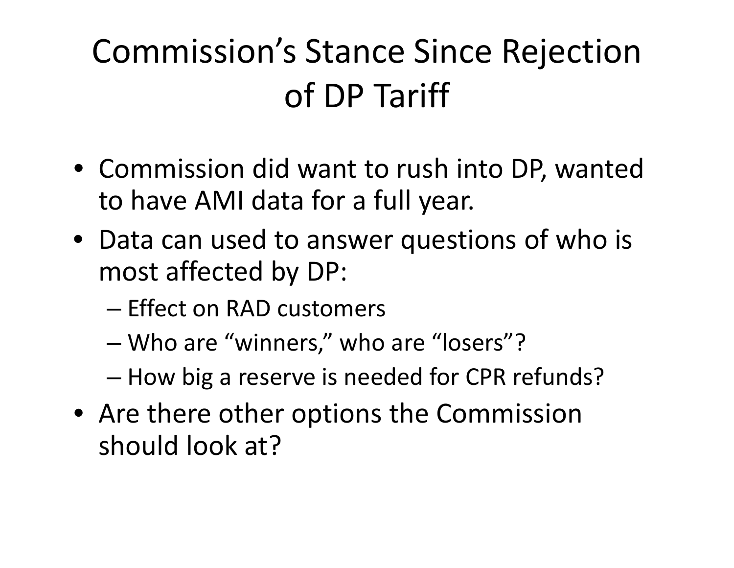# Commission's Stance Since Rejection of DP Tariff

- Commission did want to rush into DP, wanted to have AMI data for a full year.
- Data can used to answer questions of who is most affected by DP:
  - Effect on RAD customers
  - Who are "winners," who are "losers"?
  - How big a reserve is needed for CPR refunds?
- Are there other options the Commission should look at?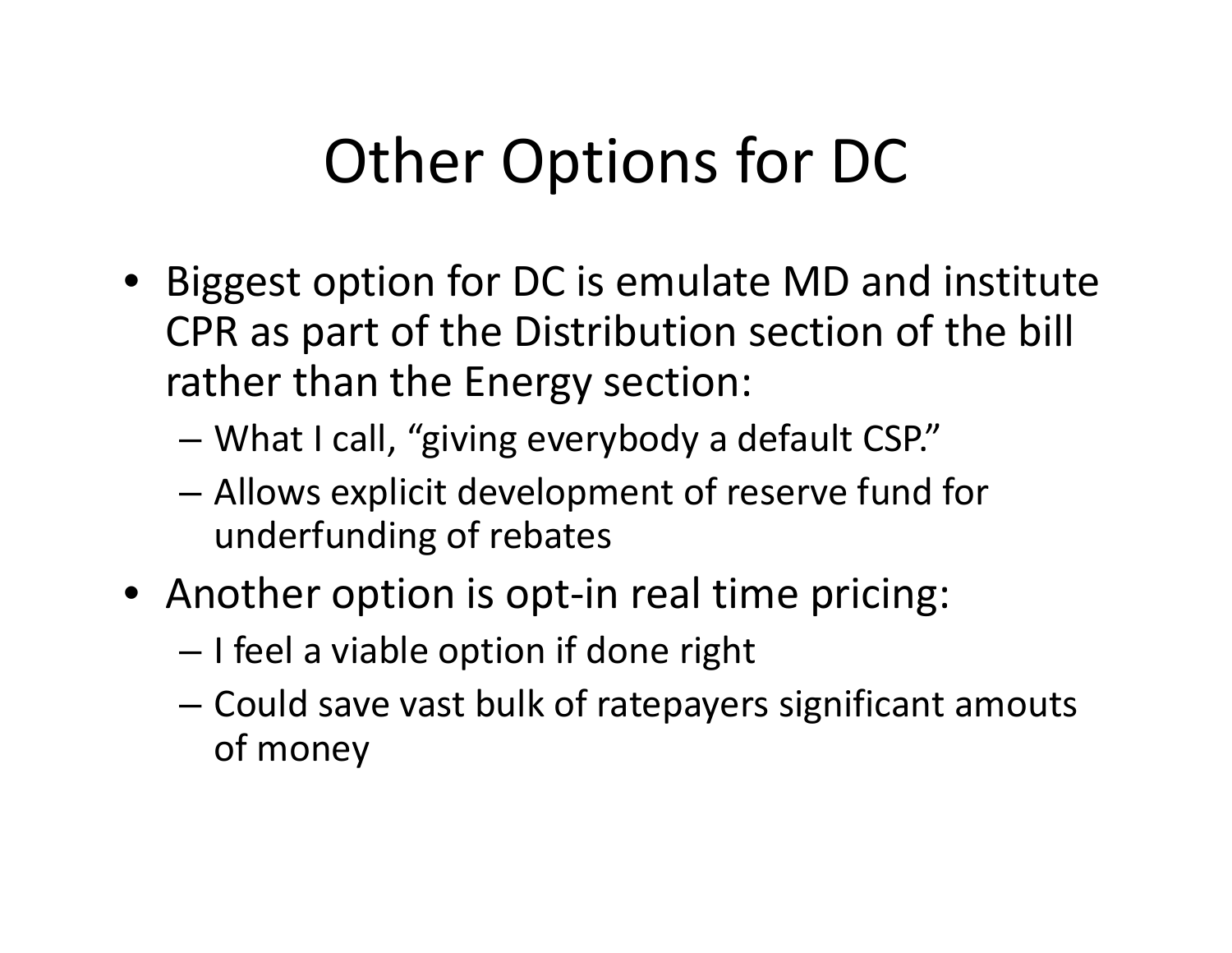# Other Options for DC

- Biggest option for DC is emulate MD and institute CPR as part of the Distribution section of the bill rather than the Energy section:
  - What I call, "giving everybody a default CSP."
  - Allows explicit development of reserve fund for underfunding of rebates
- Another option is opt-in real time pricing:
  - I feel a viable option if done right
  - Could save vast bulk of ratepayers significant amouts of money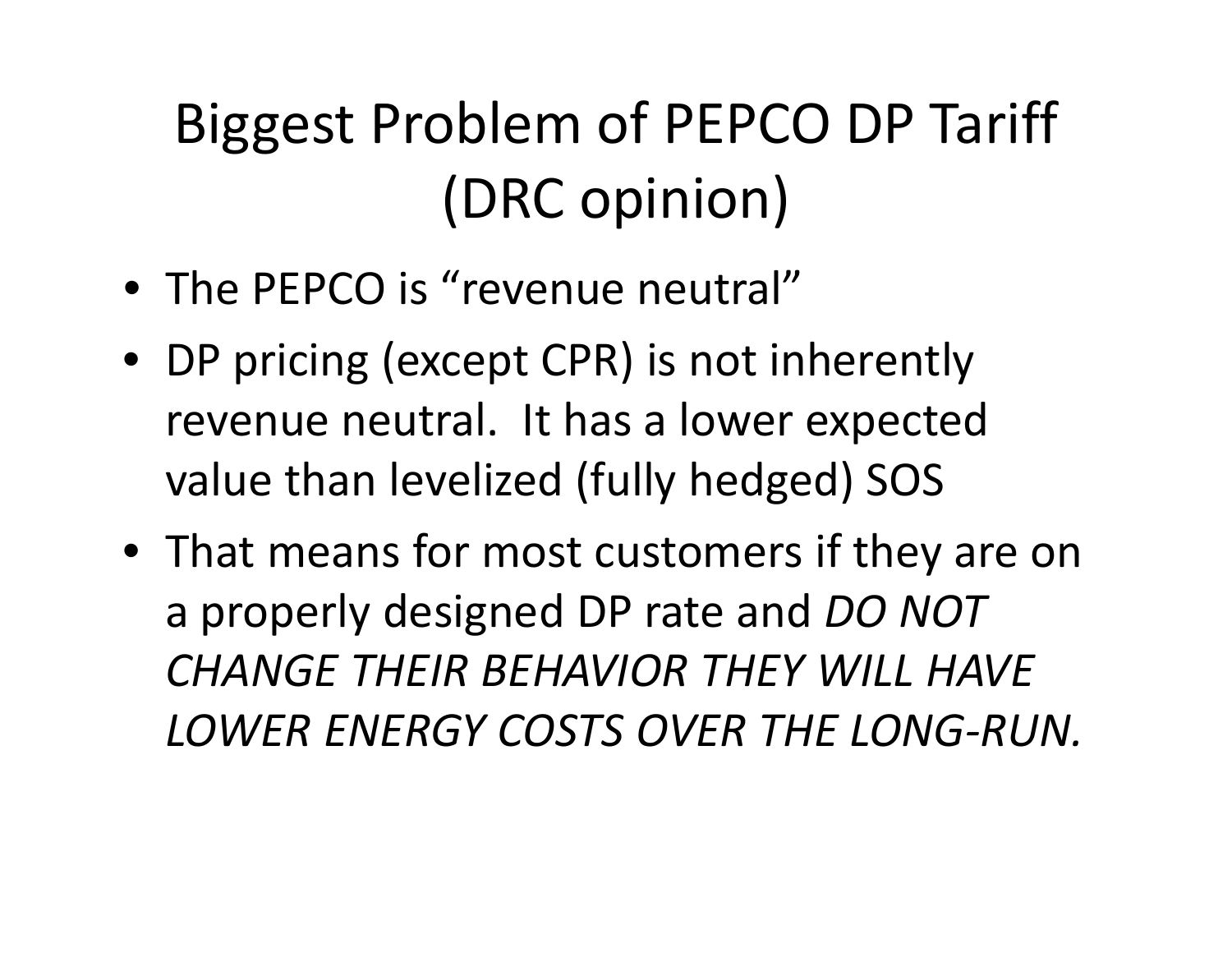# Biggest Problem of PEPCO DP Tariff (DRC opinion)

- The PEPCO is “revenue neutral”
- DP pricing (except CPR) is not inherently revenue neutral. It has a lower expected value than levelized (fully hedged) SOS
- That means for most customers if they are on a properly designed DP rate and *DO NOT CHANGE THEIR BEHAVIOR THEY WILL HAVE LOWER ENERGY COSTS OVER THE LONG-RUN.*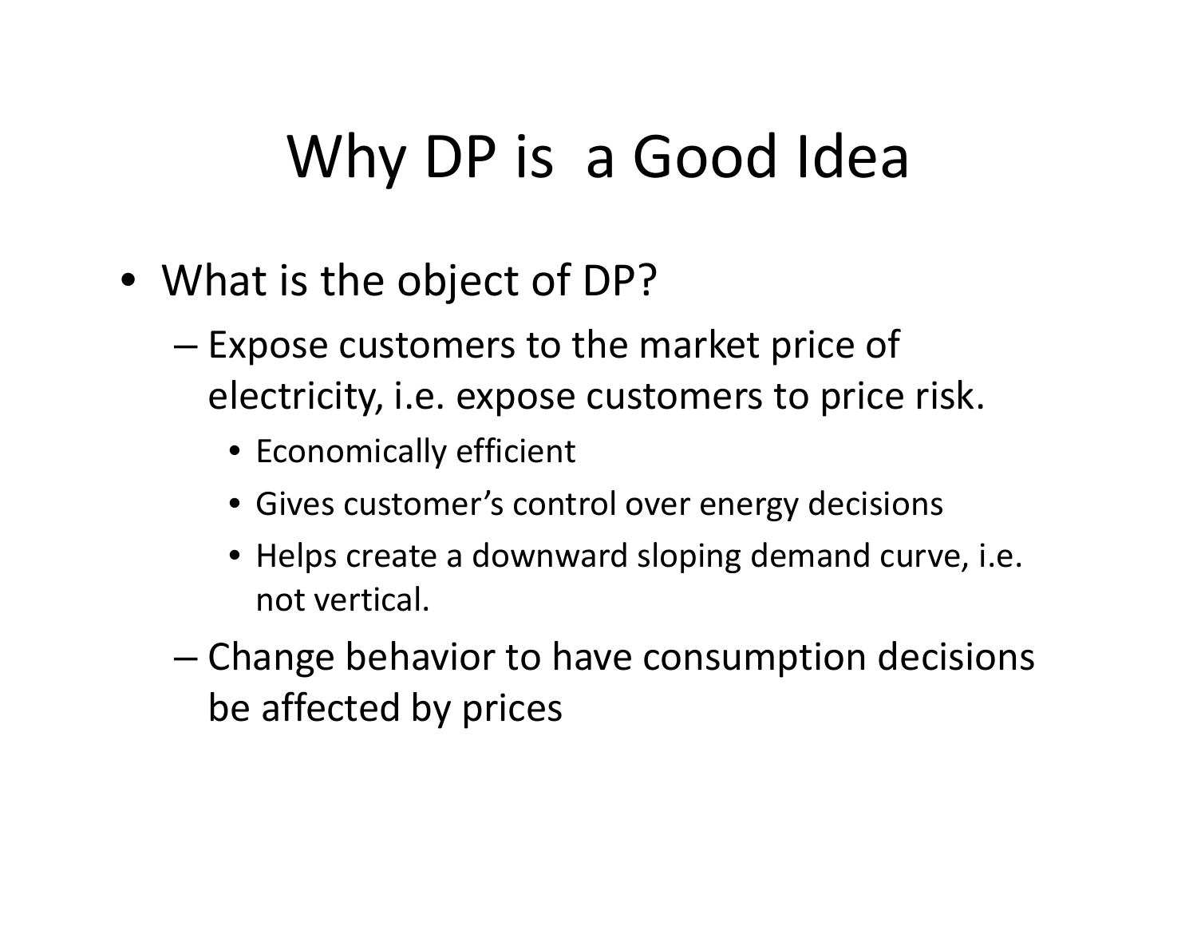# Why DP is a Good Idea

- What is the object of DP?
  - Expose customers to the market price of electricity, i.e. expose customers to price risk.
    - Economically efficient
    - Gives customer's control over energy decisions
    - Helps create a downward sloping demand curve, i.e. not vertical.
  - Change behavior to have consumption decisions be affected by prices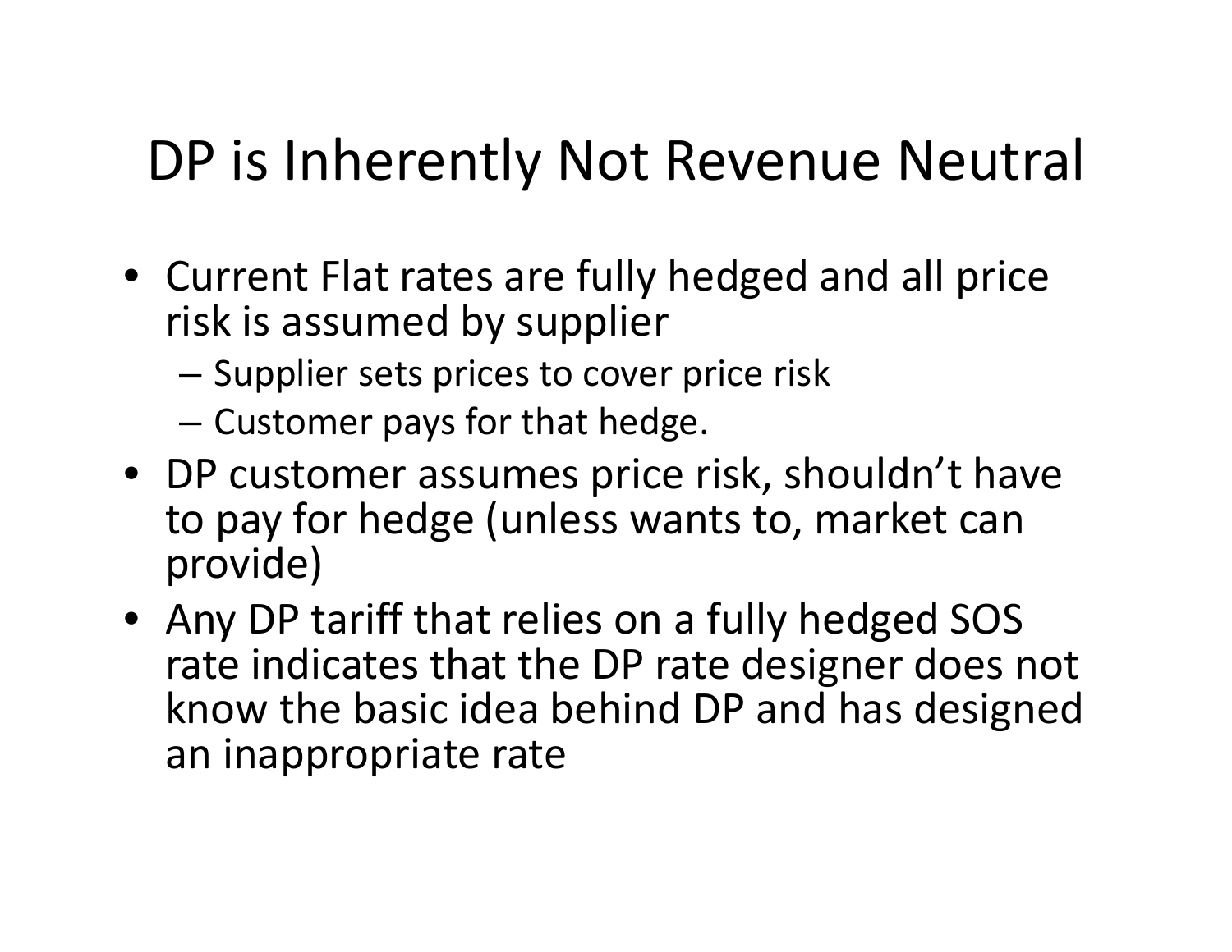# DP is Inherently Not Revenue Neutral

- Current Flat rates are fully hedged and all price risk is assumed by supplier
  - Supplier sets prices to cover price risk
  - Customer pays for that hedge.
- DP customer assumes price risk, shouldn't have to pay for hedge (unless wants to, market can provide)
- Any DP tariff that relies on a fully hedged SOS rate indicates that the DP rate designer does not know the basic idea behind DP and has designed an inappropriate rate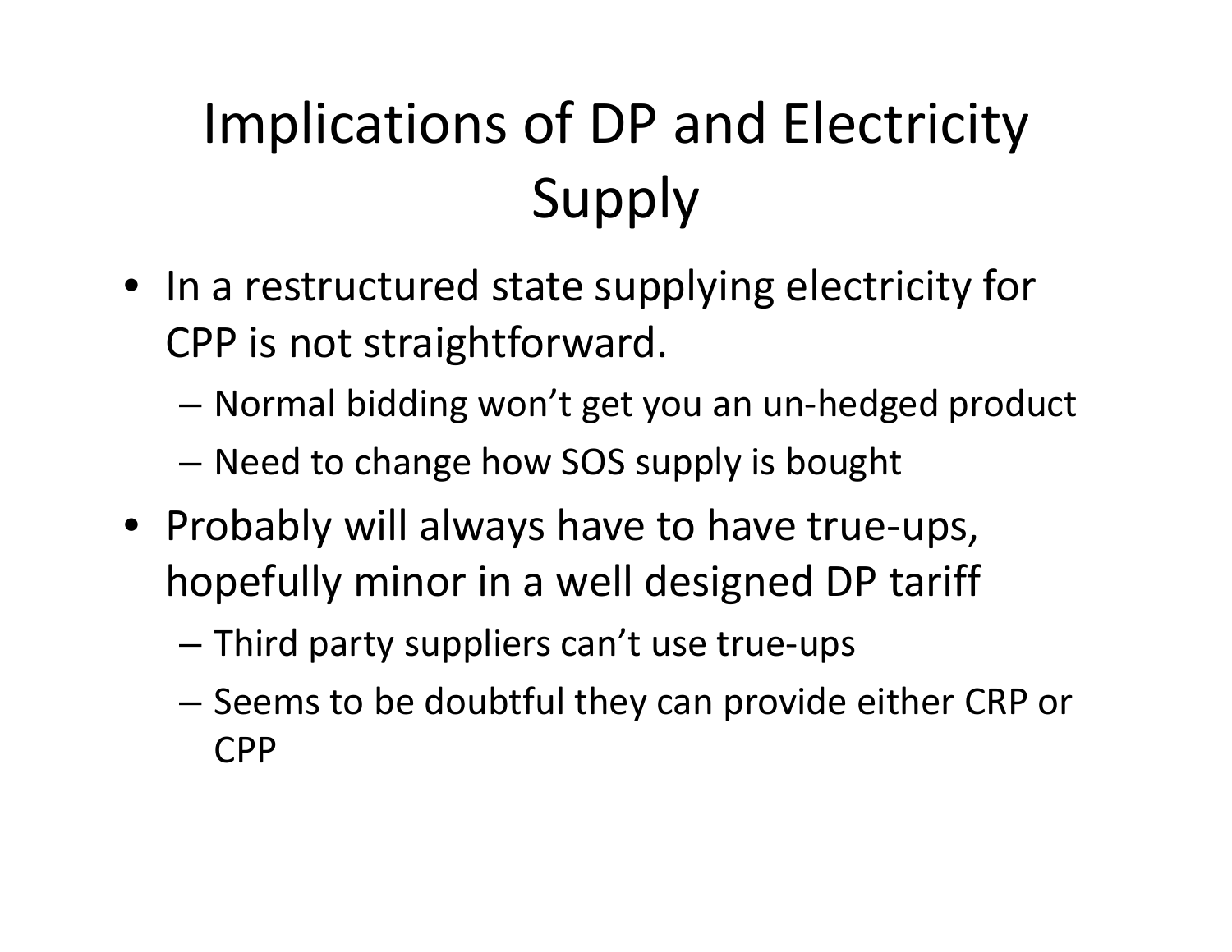# Implications of DP and Electricity Supply

- In a restructured state supplying electricity for CPP is not straightforward.
  - Normal bidding won't get you an un-hedged product
  - Need to change how SOS supply is bought
- Probably will always have to have true-ups, hopefully minor in a well designed DP tariff
  - Third party suppliers can't use true-ups
  - Seems to be doubtful they can provide either CRP or CPP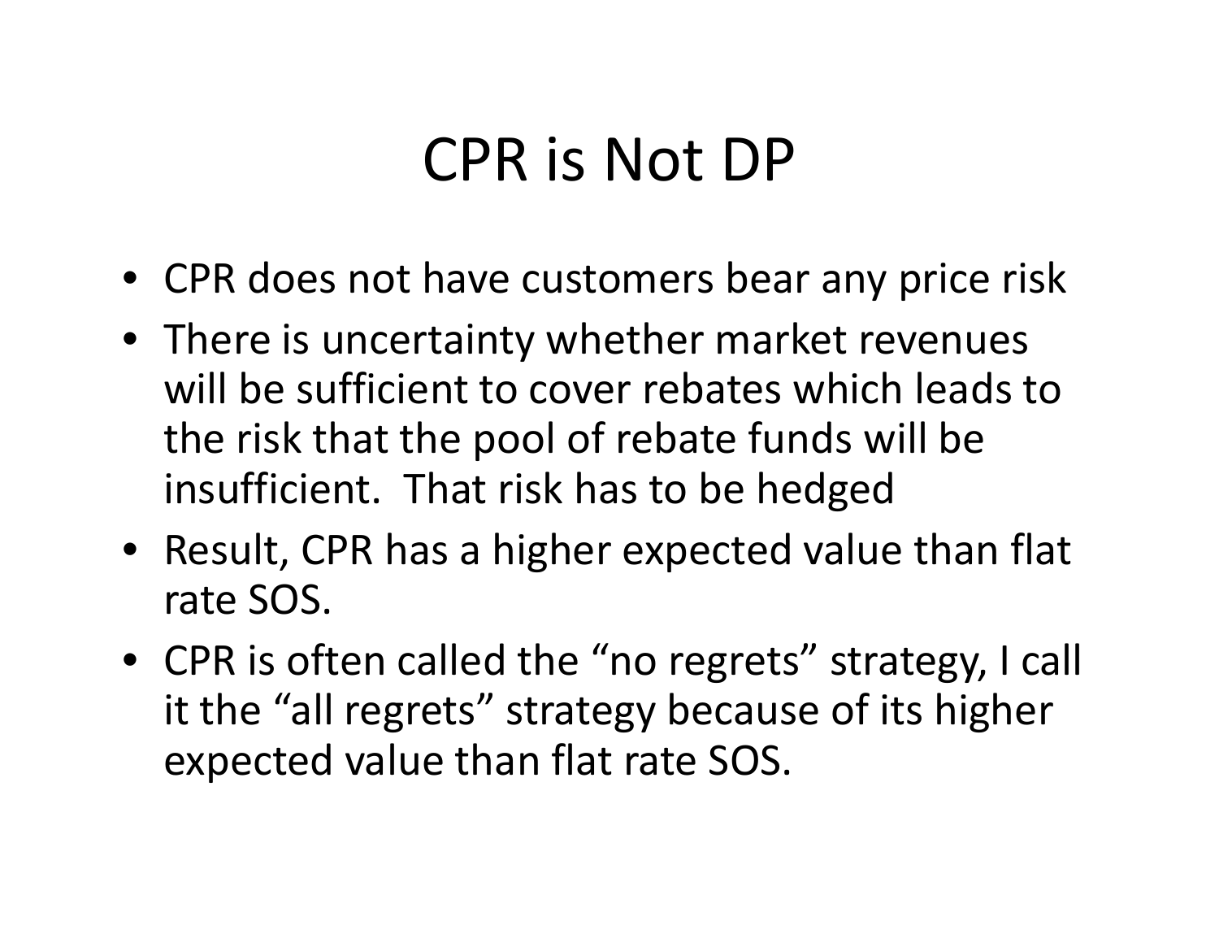# CPR is Not DP

- CPR does not have customers bear any price risk
- There is uncertainty whether market revenues will be sufficient to cover rebates which leads to the risk that the pool of rebate funds will be insufficient. That risk has to be hedged
- Result, CPR has a higher expected value than flat rate SOS.
- CPR is often called the “no regrets” strategy, I call it the “all regrets” strategy because of its higher expected value than flat rate SOS.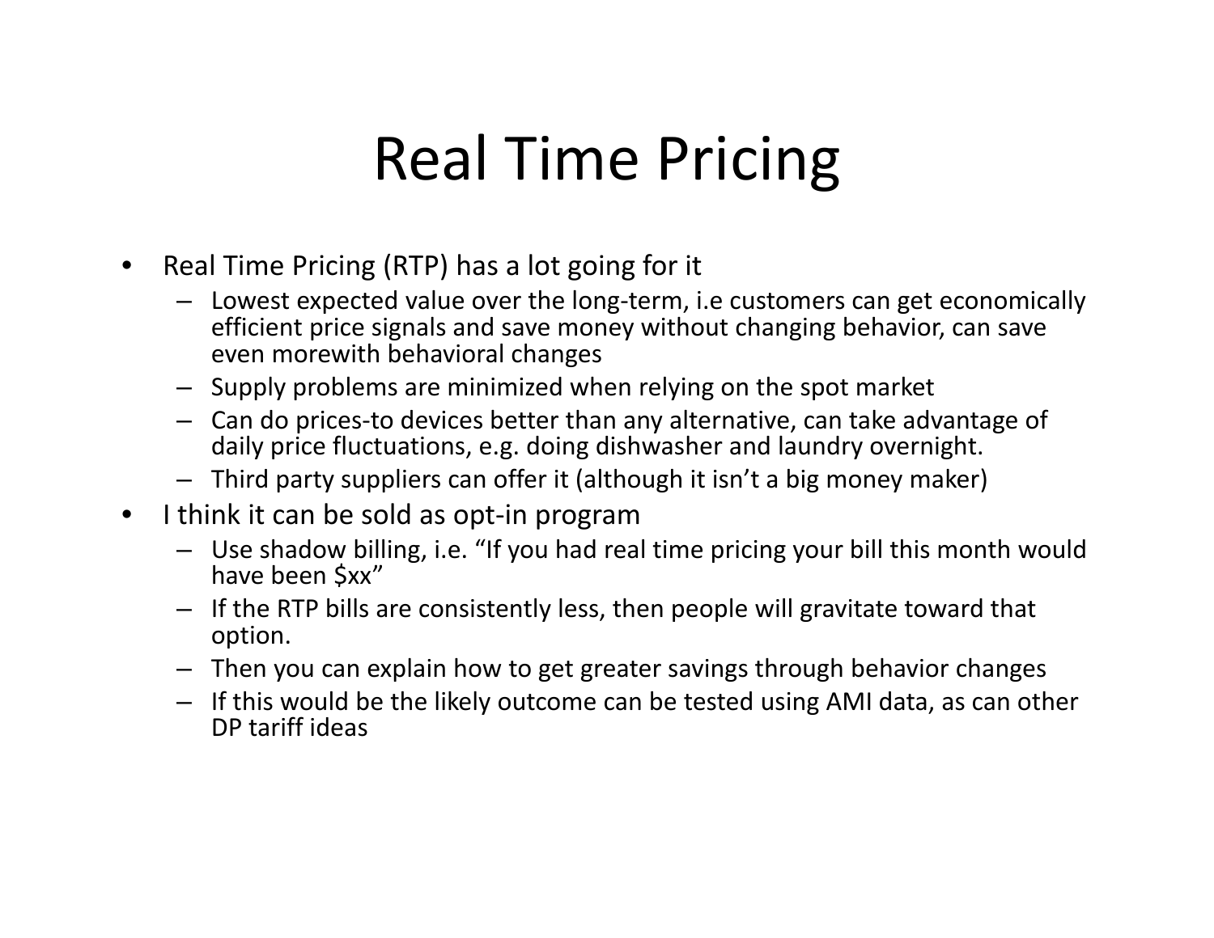# Real Time Pricing

- Real Time Pricing (RTP) has a lot going for it
  - Lowest expected value over the long-term, i.e customers can get economically efficient price signals and save money without changing behavior, can save even morewith behavioral changes
  - Supply problems are minimized when relying on the spot market
  - Can do prices-to devices better than any alternative, can take advantage of daily price fluctuations, e.g. doing dishwasher and laundry overnight.
  - Third party suppliers can offer it (although it isn't a big money maker)
- I think it can be sold as opt-in program
  - Use shadow billing, i.e. "If you had real time pricing your bill this month would have been $xx"
  - If the RTP bills are consistently less, then people will gravitate toward that option.
  - Then you can explain how to get greater savings through behavior changes
  - If this would be the likely outcome can be tested using AMI data, as can other DP tariff ideas